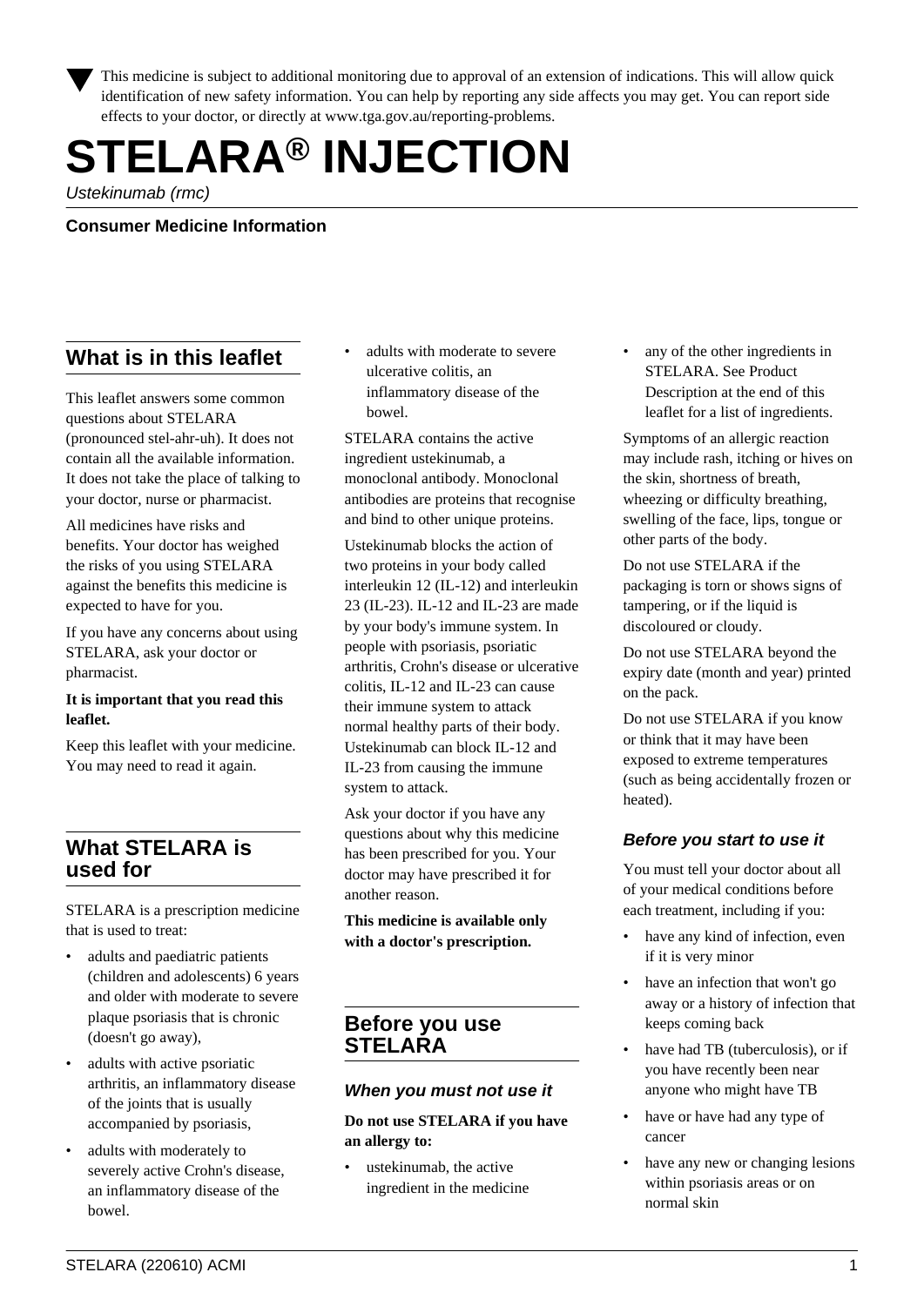▼ This medicine is subject to additional monitoring due to approval of an extension of indications. This will allow quick identification of new safety information. You can help by reporting any side affects you may get. You can report side effects to your doctor, or directly at www.tga.gov.au/reporting-problems.

# STELARA® INJECTION

*Ustekinumab (rmc)*

**Consumer Medicine Information**

## What is in this leaflet

This leaflet answers some common questions about STELARA (pronounced stel-ahr-uh). It does not contain all the available information. It does not take the place of talking to your doctor, nurse or pharmacist.

All medicines have risks and benefits. Your doctor has weighed the risks of you using STELARA against the benefits this medicine is expected to have for you.

If you have any concerns about using STELARA, ask your doctor or pharmacist.

**It is important that you read this leaflet.**

Keep this leaflet with your medicine. You may need to read it again.

## What STELARA is used for

STELARA is a prescription medicine that is used to treat:

- adults and paediatric patients (children and adolescents) 6 years and older with moderate to severe plaque psoriasis that is chronic (doesn't go away),
- adults with active psoriatic arthritis, an inflammatory disease of the joints that is usually accompanied by psoriasis,
- adults with moderately to severely active Crohn's disease, an inflammatory disease of the bowel.
- adults with moderate to severe ulcerative colitis, an inflammatory disease of the bowel.

STELARA contains the active ingredient ustekinumab, a monoclonal antibody. Monoclonal antibodies are proteins that recognise and bind to other unique proteins.

Ustekinumab blocks the action of two proteins in your body called interleukin 12 (IL-12) and interleukin 23 (IL-23). IL-12 and IL-23 are made by your body's immune system. In people with psoriasis, psoriatic arthritis, Crohn's disease or ulcerative colitis, IL-12 and IL-23 can cause their immune system to attack normal healthy parts of their body. Ustekinumab can block IL-12 and IL-23 from causing the immune system to attack.

Ask your doctor if you have any questions about why this medicine has been prescribed for you. Your doctor may have prescribed it for another reason.

**This medicine is available only with a doctor's prescription.**

## Before you use STELARA

### *When you must not use it*

**Do not use STELARA if you have an allergy to:**

- ustekinumab, the active ingredient in the medicine
- any of the other ingredients in STELARA. See Product Description at the end of this leaflet for a list of ingredients.

Symptoms of an allergic reaction may include rash, itching or hives on the skin, shortness of breath, wheezing or difficulty breathing, swelling of the face, lips, tongue or other parts of the body.

Do not use STELARA if the packaging is torn or shows signs of tampering, or if the liquid is discoloured or cloudy.

Do not use STELARA beyond the expiry date (month and year) printed on the pack.

Do not use STELARA if you know or think that it may have been exposed to extreme temperatures (such as being accidentally frozen or heated).

### *Before you start to use it*

You must tell your doctor about all of your medical conditions before each treatment, including if you:

- have any kind of infection, even if it is very minor
- have an infection that won't go away or a history of infection that keeps coming back
- have had TB (tuberculosis), or if you have recently been near anyone who might have TB
- have or have had any type of cancer
- have any new or changing lesions within psoriasis areas or on normal skin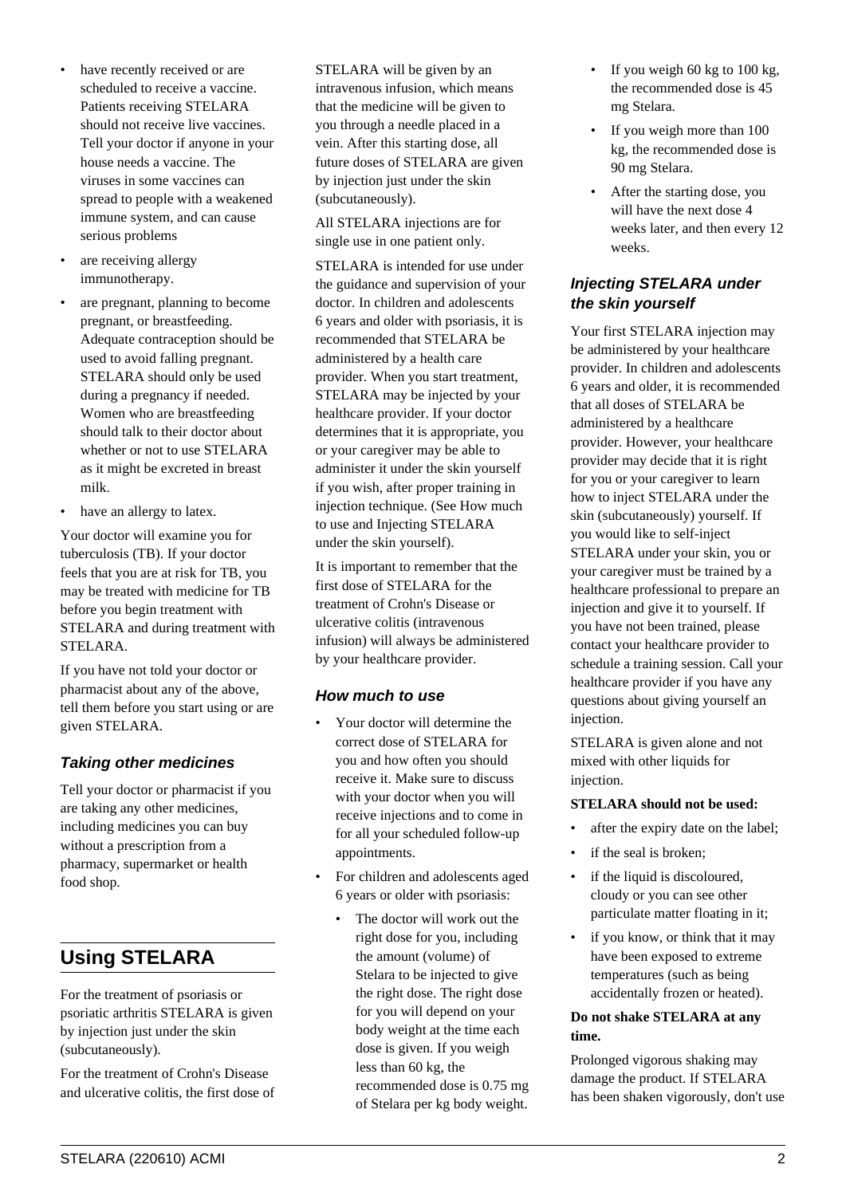- have recently received or are scheduled to receive a vaccine. Patients receiving STELARA should not receive live vaccines. Tell your doctor if anyone in your house needs a vaccine. The viruses in some vaccines can spread to people with a weakened immune system, and can cause serious problems
- are receiving allergy immunotherapy.
- are pregnant, planning to become pregnant, or breastfeeding. Adequate contraception should be used to avoid falling pregnant. STELARA should only be used during a pregnancy if needed. Women who are breastfeeding should talk to their doctor about whether or not to use STELARA as it might be excreted in breast milk.
- have an allergy to latex.

Your doctor will examine you for tuberculosis (TB). If your doctor feels that you are at risk for TB, you may be treated with medicine for TB before you begin treatment with STELARA and during treatment with STELARA.

If you have not told your doctor or pharmacist about any of the above, tell them before you start using or are given STELARA.

### *Taking other medicines*

Tell your doctor or pharmacist if you are taking any other medicines, including medicines you can buy without a prescription from a pharmacy, supermarket or health food shop.

## Using STELARA

For the treatment of psoriasis or psoriatic arthritis STELARA is given by injection just under the skin (subcutaneously).

For the treatment of Crohn's Disease and ulcerative colitis, the first dose of STELARA will be given by an intravenous infusion, which means that the medicine will be given to you through a needle placed in a vein. After this starting dose, all future doses of STELARA are given by injection just under the skin (subcutaneously).

All STELARA injections are for single use in one patient only.

STELARA is intended for use under the guidance and supervision of your doctor. In children and adolescents 6 years and older with psoriasis, it is recommended that STELARA be administered by a health care provider. When you start treatment, STELARA may be injected by your healthcare provider. If your doctor determines that it is appropriate, you or your caregiver may be able to administer it under the skin yourself if you wish, after proper training in injection technique. (See How much to use and Injecting STELARA under the skin yourself).

It is important to remember that the first dose of STELARA for the treatment of Crohn's Disease or ulcerative colitis (intravenous infusion) will always be administered by your healthcare provider.

### *How much to use*

- Your doctor will determine the correct dose of STELARA for you and how often you should receive it. Make sure to discuss with your doctor when you will receive injections and to come in for all your scheduled follow-up appointments.
- For children and adolescents aged 6 years or older with psoriasis:
  - The doctor will work out the right dose for you, including the amount (volume) of Stelara to be injected to give the right dose. The right dose for you will depend on your body weight at the time each dose is given. If you weigh less than 60 kg, the recommended dose is 0.75 mg of Stelara per kg body weight.
  - If you weigh 60 kg to 100 kg, the recommended dose is 45 mg Stelara.
  - If you weigh more than 100 kg, the recommended dose is 90 mg Stelara.
  - After the starting dose, you will have the next dose 4 weeks later, and then every 12 weeks.

### *Injecting STELARA under the skin yourself*

Your first STELARA injection may be administered by your healthcare provider. In children and adolescents 6 years and older, it is recommended that all doses of STELARA be administered by a healthcare provider. However, your healthcare provider may decide that it is right for you or your caregiver to learn how to inject STELARA under the skin (subcutaneously) yourself. If you would like to self-inject STELARA under your skin, you or your caregiver must be trained by a healthcare professional to prepare an injection and give it to yourself. If you have not been trained, please contact your healthcare provider to schedule a training session. Call your healthcare provider if you have any questions about giving yourself an injection.

STELARA is given alone and not mixed with other liquids for injection.

**STELARA should not be used:**

- after the expiry date on the label;
- if the seal is broken;
- if the liquid is discoloured, cloudy or you can see other particulate matter floating in it;
- if you know, or think that it may have been exposed to extreme temperatures (such as being accidentally frozen or heated).

**Do not shake STELARA at any time.**

Prolonged vigorous shaking may damage the product. If STELARA has been shaken vigorously, don't use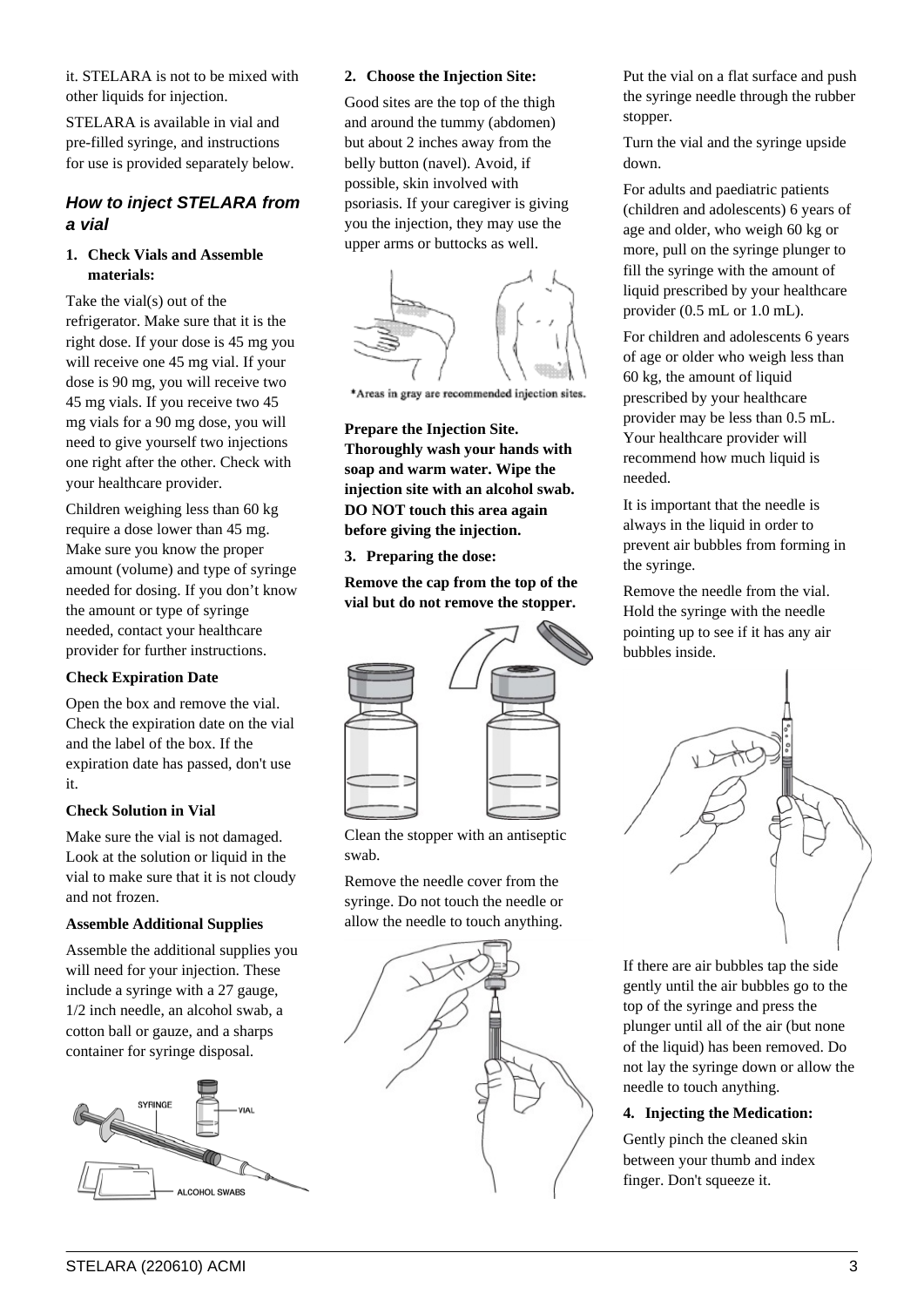it. STELARA is not to be mixed with other liquids for injection.

STELARA is available in vial and pre-filled syringe, and instructions for use is provided separately below.

### *How to inject STELARA from a vial*

**1. Check Vials and Assemble materials:**

Take the vial(s) out of the refrigerator. Make sure that it is the right dose. If your dose is 45 mg you will receive one 45 mg vial. If your dose is 90 mg, you will receive two 45 mg vials. If you receive two 45 mg vials for a 90 mg dose, you will need to give yourself two injections one right after the other. Check with your healthcare provider.

Children weighing less than 60 kg require a dose lower than 45 mg. Make sure you know the proper amount (volume) and type of syringe needed for dosing. If you don't know the amount or type of syringe needed, contact your healthcare provider for further instructions.

**Check Expiration Date**

Open the box and remove the vial. Check the expiration date on the vial and the label of the box. If the expiration date has passed, don't use it.

**Check Solution in Vial**

Make sure the vial is not damaged. Look at the solution or liquid in the vial to make sure that it is not cloudy and not frozen.

**Assemble Additional Supplies**

Assemble the additional supplies you will need for your injection. These include a syringe with a 27 gauge, 1/2 inch needle, an alcohol swab, a cotton ball or gauze, and a sharps container for syringe disposal.

SYRINGE VIAL ALCOHOL SWABS

**2. Choose the Injection Site:**

Good sites are the top of the thigh and around the tummy (abdomen) but about 2 inches away from the belly button (navel). Avoid, if possible, skin involved with psoriasis. If your caregiver is giving you the injection, they may use the upper arms or buttocks as well.

*Areas in gray are recommended injection sites.

**Prepare the Injection Site. Thoroughly wash your hands with soap and warm water. Wipe the injection site with an alcohol swab. DO NOT touch this area again before giving the injection.**

**3. Preparing the dose:**

**Remove the cap from the top of the vial but do not remove the stopper.**

Clean the stopper with an antiseptic swab.

Remove the needle cover from the syringe. Do not touch the needle or allow the needle to touch anything.

Put the vial on a flat surface and push the syringe needle through the rubber stopper.

Turn the vial and the syringe upside down.

For adults and paediatric patients (children and adolescents) 6 years of age and older, who weigh 60 kg or more, pull on the syringe plunger to fill the syringe with the amount of liquid prescribed by your healthcare provider (0.5 mL or 1.0 mL).

For children and adolescents 6 years of age or older who weigh less than 60 kg, the amount of liquid prescribed by your healthcare provider may be less than 0.5 mL. Your healthcare provider will recommend how much liquid is needed.

It is important that the needle is always in the liquid in order to prevent air bubbles from forming in the syringe.

Remove the needle from the vial. Hold the syringe with the needle pointing up to see if it has any air bubbles inside.

If there are air bubbles tap the side gently until the air bubbles go to the top of the syringe and press the plunger until all of the air (but none of the liquid) has been removed. Do not lay the syringe down or allow the needle to touch anything.

**4. Injecting the Medication:**

Gently pinch the cleaned skin between your thumb and index finger. Don't squeeze it.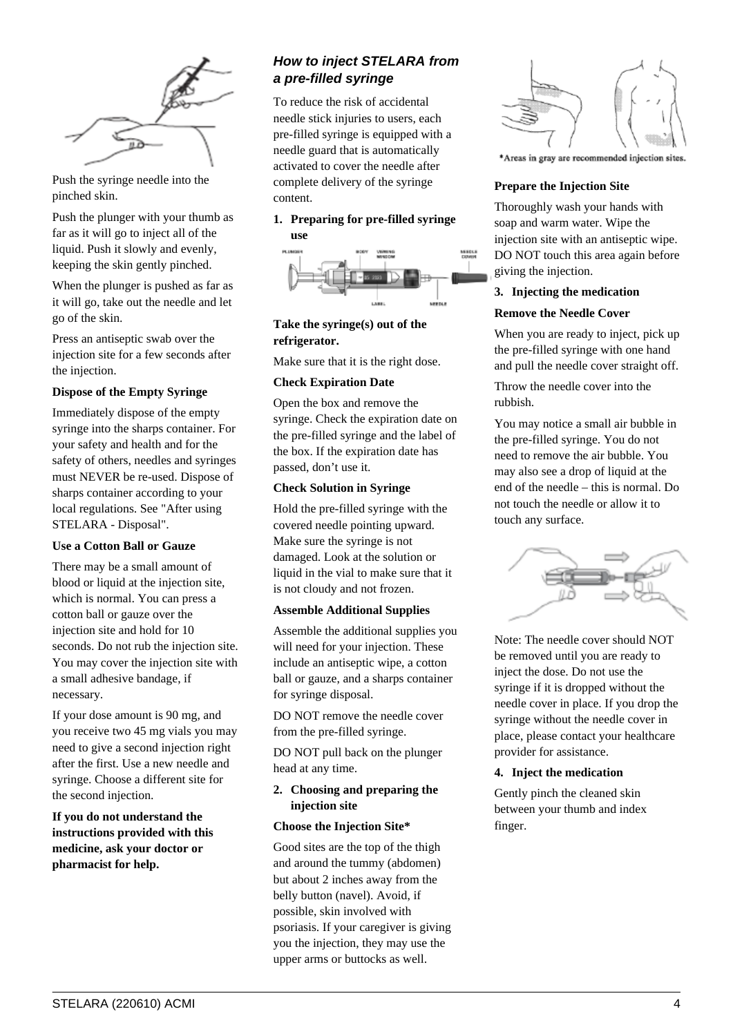Push the syringe needle into the pinched skin.

Push the plunger with your thumb as far as it will go to inject all of the liquid. Push it slowly and evenly, keeping the skin gently pinched.

When the plunger is pushed as far as it will go, take out the needle and let go of the skin.

Press an antiseptic swab over the injection site for a few seconds after the injection.

**Dispose of the Empty Syringe**

Immediately dispose of the empty syringe into the sharps container. For your safety and health and for the safety of others, needles and syringes must NEVER be re-used. Dispose of sharps container according to your local regulations. See "After using STELARA - Disposal".

**Use a Cotton Ball or Gauze**

There may be a small amount of blood or liquid at the injection site, which is normal. You can press a cotton ball or gauze over the injection site and hold for 10 seconds. Do not rub the injection site. You may cover the injection site with a small adhesive bandage, if necessary.

If your dose amount is 90 mg, and you receive two 45 mg vials you may need to give a second injection right after the first. Use a new needle and syringe. Choose a different site for the second injection.

**If you do not understand the instructions provided with this medicine, ask your doctor or pharmacist for help.**

### *How to inject STELARA from a pre-filled syringe*

To reduce the risk of accidental needle stick injuries to users, each pre-filled syringe is equipped with a needle guard that is automatically activated to cover the needle after complete delivery of the syringe content.

**1. Preparing for pre-filled syringe use**

**Take the syringe(s) out of the refrigerator.**

Make sure that it is the right dose.

**Check Expiration Date**

Open the box and remove the syringe. Check the expiration date on the pre-filled syringe and the label of the box. If the expiration date has passed, don't use it.

**Check Solution in Syringe**

Hold the pre-filled syringe with the covered needle pointing upward. Make sure the syringe is not damaged. Look at the solution or liquid in the vial to make sure that it is not cloudy and not frozen.

**Assemble Additional Supplies**

Assemble the additional supplies you will need for your injection. These include an antiseptic wipe, a cotton ball or gauze, and a sharps container for syringe disposal.

DO NOT remove the needle cover from the pre-filled syringe.

DO NOT pull back on the plunger head at any time.

**2. Choosing and preparing the injection site**

**Choose the Injection Site***

Good sites are the top of the thigh and around the tummy (abdomen) but about 2 inches away from the belly button (navel). Avoid, if possible, skin involved with psoriasis. If your caregiver is giving you the injection, they may use the upper arms or buttocks as well.

*Areas in gray are recommended injection sites.

**Prepare the Injection Site**

Thoroughly wash your hands with soap and warm water. Wipe the injection site with an antiseptic wipe. DO NOT touch this area again before giving the injection.

**3. Injecting the medication**

**Remove the Needle Cover**

When you are ready to inject, pick up the pre-filled syringe with one hand and pull the needle cover straight off.

Throw the needle cover into the rubbish.

You may notice a small air bubble in the pre-filled syringe. You do not need to remove the air bubble. You may also see a drop of liquid at the end of the needle – this is normal. Do not touch the needle or allow it to touch any surface.

Note: The needle cover should NOT be removed until you are ready to inject the dose. Do not use the syringe if it is dropped without the needle cover in place. If you drop the syringe without the needle cover in place, please contact your healthcare provider for assistance.

**4. Inject the medication**

Gently pinch the cleaned skin between your thumb and index finger.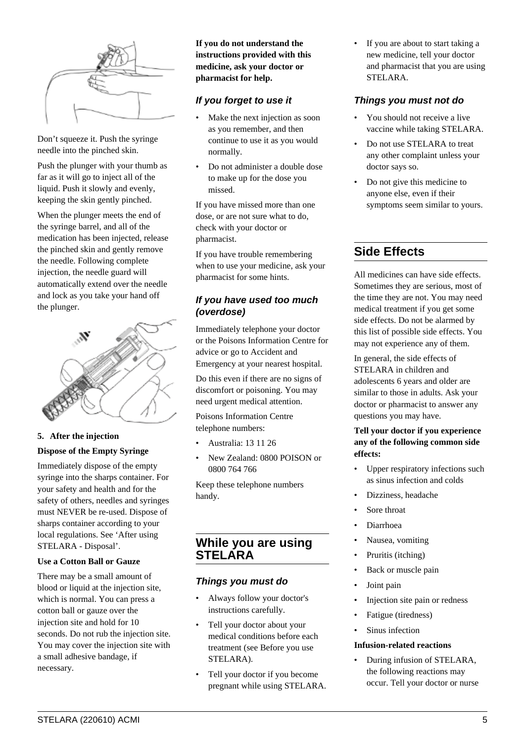Don't squeeze it. Push the syringe needle into the pinched skin.

Push the plunger with your thumb as far as it will go to inject all of the liquid. Push it slowly and evenly, keeping the skin gently pinched.

When the plunger meets the end of the syringe barrel, and all of the medication has been injected, release the pinched skin and gently remove the needle. Following complete injection, the needle guard will automatically extend over the needle and lock as you take your hand off the plunger.

**5. After the injection**

**Dispose of the Empty Syringe**

Immediately dispose of the empty syringe into the sharps container. For your safety and health and for the safety of others, needles and syringes must NEVER be re-used. Dispose of sharps container according to your local regulations. See 'After using STELARA - Disposal'.

**Use a Cotton Ball or Gauze**

There may be a small amount of blood or liquid at the injection site, which is normal. You can press a cotton ball or gauze over the injection site and hold for 10 seconds. Do not rub the injection site. You may cover the injection site with a small adhesive bandage, if necessary.

**If you do not understand the instructions provided with this medicine, ask your doctor or pharmacist for help.**

### *If you forget to use it*

- Make the next injection as soon as you remember, and then continue to use it as you would normally.
- Do not administer a double dose to make up for the dose you missed.

If you have missed more than one dose, or are not sure what to do, check with your doctor or pharmacist.

If you have trouble remembering when to use your medicine, ask your pharmacist for some hints.

### *If you have used too much (overdose)*

Immediately telephone your doctor or the Poisons Information Centre for advice or go to Accident and Emergency at your nearest hospital.

Do this even if there are no signs of discomfort or poisoning. You may need urgent medical attention.

Poisons Information Centre telephone numbers:

- Australia: 13 11 26
- New Zealand: 0800 POISON or 0800 764 766

Keep these telephone numbers handy.

## While you are using STELARA

### *Things you must do*

- Always follow your doctor's instructions carefully.
- Tell your doctor about your medical conditions before each treatment (see Before you use STELARA).
- Tell your doctor if you become pregnant while using STELARA.
- If you are about to start taking a new medicine, tell your doctor and pharmacist that you are using STELARA.

### *Things you must not do*

- You should not receive a live vaccine while taking STELARA.
- Do not use STELARA to treat any other complaint unless your doctor says so.
- Do not give this medicine to anyone else, even if their symptoms seem similar to yours.

## Side Effects

All medicines can have side effects. Sometimes they are serious, most of the time they are not. You may need medical treatment if you get some side effects. Do not be alarmed by this list of possible side effects. You may not experience any of them.

In general, the side effects of STELARA in children and adolescents 6 years and older are similar to those in adults. Ask your doctor or pharmacist to answer any questions you may have.

**Tell your doctor if you experience any of the following common side effects:**

- Upper respiratory infections such as sinus infection and colds
- Dizziness, headache
- Sore throat
- Diarrhoea
- Nausea, vomiting
- Pruritis (itching)
- Back or muscle pain
- Joint pain
- Injection site pain or redness
- Fatigue (tiredness)
- Sinus infection

**Infusion-related reactions**

- During infusion of STELARA, the following reactions may occur. Tell your doctor or nurse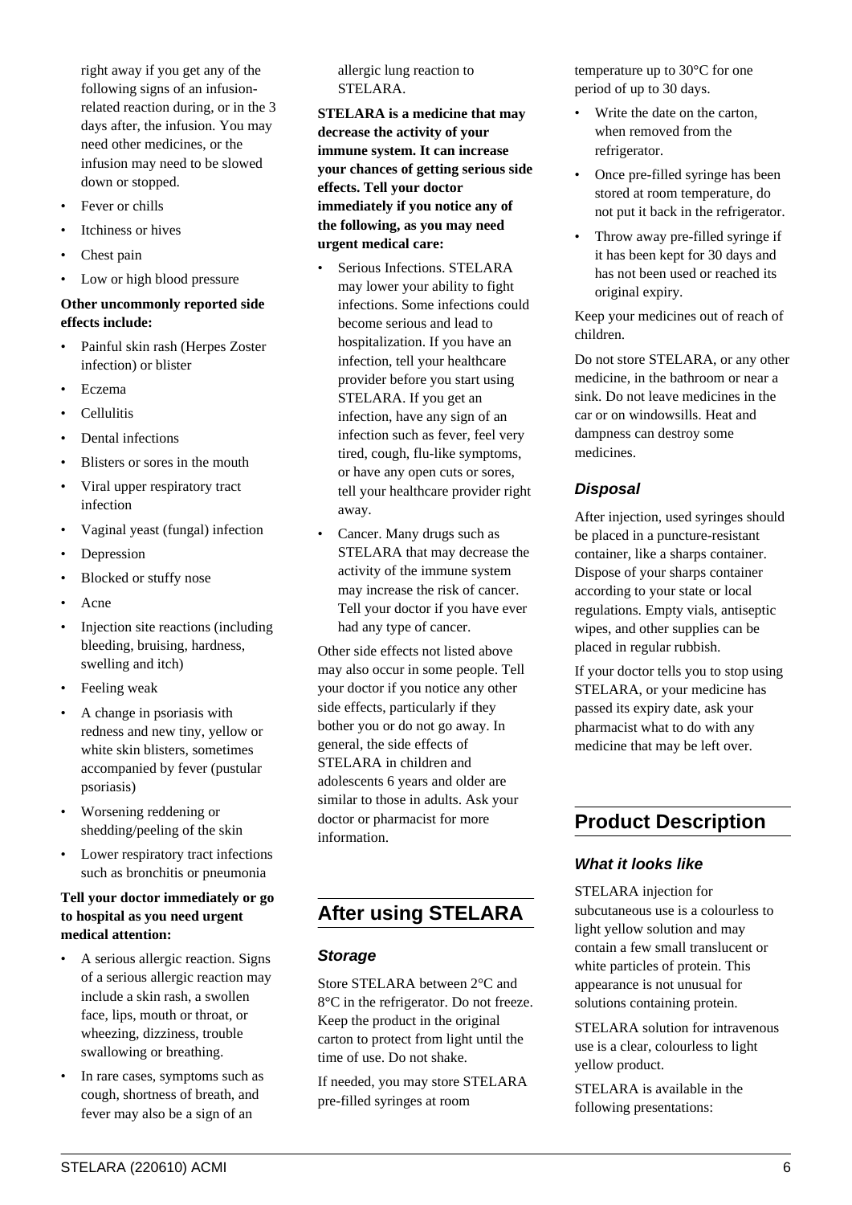right away if you get any of the following signs of an infusion-related reaction during, or in the 3 days after, the infusion. You may need other medicines, or the infusion may need to be slowed down or stopped.

- Fever or chills
- Itchiness or hives
- Chest pain
- Low or high blood pressure

**Other uncommonly reported side effects include:**

- Painful skin rash (Herpes Zoster infection) or blister
- Eczema
- Cellulitis
- Dental infections
- Blisters or sores in the mouth
- Viral upper respiratory tract infection
- Vaginal yeast (fungal) infection
- Depression
- Blocked or stuffy nose
- Acne
- Injection site reactions (including bleeding, bruising, hardness, swelling and itch)
- Feeling weak
- A change in psoriasis with redness and new tiny, yellow or white skin blisters, sometimes accompanied by fever (pustular psoriasis)
- Worsening reddening or shedding/peeling of the skin
- Lower respiratory tract infections such as bronchitis or pneumonia

**Tell your doctor immediately or go to hospital as you need urgent medical attention:**

- A serious allergic reaction. Signs of a serious allergic reaction may include a skin rash, a swollen face, lips, mouth or throat, or wheezing, dizziness, trouble swallowing or breathing.
- In rare cases, symptoms such as cough, shortness of breath, and fever may also be a sign of an allergic lung reaction to STELARA.

**STELARA is a medicine that may decrease the activity of your immune system. It can increase your chances of getting serious side effects. Tell your doctor immediately if you notice any of the following, as you may need urgent medical care:**

- Serious Infections. STELARA may lower your ability to fight infections. Some infections could become serious and lead to hospitalization. If you have an infection, tell your healthcare provider before you start using STELARA. If you get an infection, have any sign of an infection such as fever, feel very tired, cough, flu-like symptoms, or have any open cuts or sores, tell your healthcare provider right away.
- Cancer. Many drugs such as STELARA that may decrease the activity of the immune system may increase the risk of cancer. Tell your doctor if you have ever had any type of cancer.

Other side effects not listed above may also occur in some people. Tell your doctor if you notice any other side effects, particularly if they bother you or do not go away. In general, the side effects of STELARA in children and adolescents 6 years and older are similar to those in adults. Ask your doctor or pharmacist for more information.

## After using STELARA

### *Storage*

Store STELARA between 2°C and 8°C in the refrigerator. Do not freeze. Keep the product in the original carton to protect from light until the time of use. Do not shake.

If needed, you may store STELARA pre-filled syringes at room temperature up to 30°C for one period of up to 30 days.

- Write the date on the carton, when removed from the refrigerator.
- Once pre-filled syringe has been stored at room temperature, do not put it back in the refrigerator.
- Throw away pre-filled syringe if it has been kept for 30 days and has not been used or reached its original expiry.

Keep your medicines out of reach of children.

Do not store STELARA, or any other medicine, in the bathroom or near a sink. Do not leave medicines in the car or on windowsills. Heat and dampness can destroy some medicines.

### *Disposal*

After injection, used syringes should be placed in a puncture-resistant container, like a sharps container. Dispose of your sharps container according to your state or local regulations. Empty vials, antiseptic wipes, and other supplies can be placed in regular rubbish.

If your doctor tells you to stop using STELARA, or your medicine has passed its expiry date, ask your pharmacist what to do with any medicine that may be left over.

## Product Description

### *What it looks like*

STELARA injection for subcutaneous use is a colourless to light yellow solution and may contain a few small translucent or white particles of protein. This appearance is not unusual for solutions containing protein.

STELARA solution for intravenous use is a clear, colourless to light yellow product.

STELARA is available in the following presentations: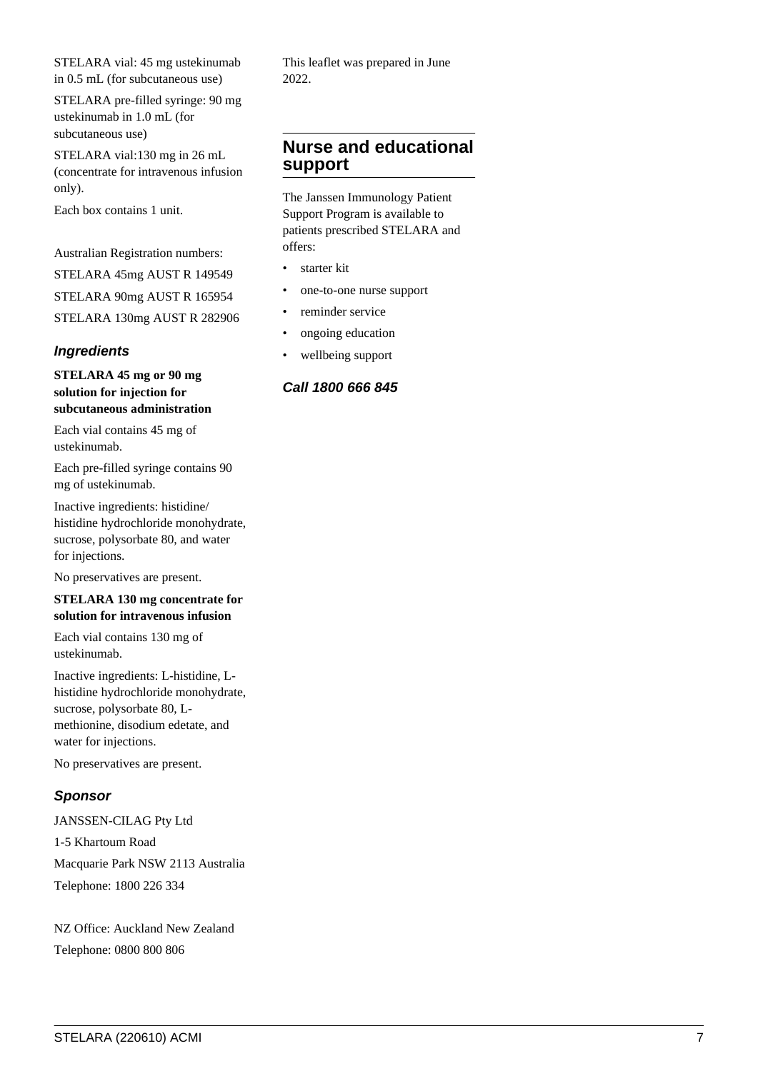STELARA vial: 45 mg ustekinumab in 0.5 mL (for subcutaneous use)

STELARA pre-filled syringe: 90 mg ustekinumab in 1.0 mL (for subcutaneous use)

STELARA vial:130 mg in 26 mL (concentrate for intravenous infusion only).

Each box contains 1 unit.

Australian Registration numbers:

STELARA 45mg AUST R 149549

STELARA 90mg AUST R 165954

STELARA 130mg AUST R 282906

### *Ingredients*

**STELARA 45 mg or 90 mg solution for injection for subcutaneous administration**

Each vial contains 45 mg of ustekinumab.

Each pre-filled syringe contains 90 mg of ustekinumab.

Inactive ingredients: histidine/ histidine hydrochloride monohydrate, sucrose, polysorbate 80, and water for injections.

No preservatives are present.

**STELARA 130 mg concentrate for solution for intravenous infusion**

Each vial contains 130 mg of ustekinumab.

Inactive ingredients: L-histidine, L-histidine hydrochloride monohydrate, sucrose, polysorbate 80, L-methionine, disodium edetate, and water for injections.

No preservatives are present.

### *Sponsor*

JANSSEN-CILAG Pty Ltd

1-5 Khartoum Road

Macquarie Park NSW 2113 Australia

Telephone: 1800 226 334

NZ Office: Auckland New Zealand

Telephone: 0800 800 806

This leaflet was prepared in June 2022.

## Nurse and educational support

The Janssen Immunology Patient Support Program is available to patients prescribed STELARA and offers:

- starter kit
- one-to-one nurse support
- reminder service
- ongoing education
- wellbeing support

### *Call 1800 666 845*